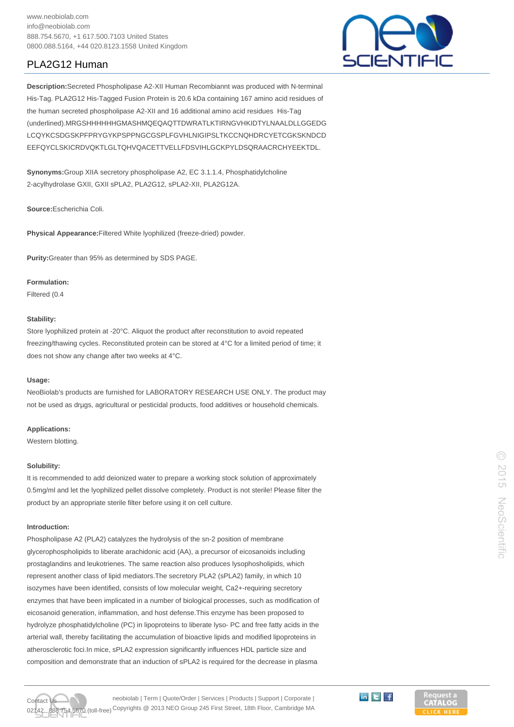www.neobiolab.com
info@neobiolab.com
888.754.5670, +1 617.500.7103 United States
0800.088.5164, +44 020.8123.1558 United Kingdom

# PLA2G12 Human

**Description:**Secreted Phospholipase A2-XII Human Recombiannt was produced with N-terminal His-Tag. PLA2G12 His-Tagged Fusion Protein is 20.6 kDa containing 167 amino acid residues of the human secreted phospholipase A2-XII and 16 additional amino acid residues His-Tag (underlined).MRGSHHHHHHGMASHMQEQAQTTDWRATLKTIRNGVHKIDTYLNAALDLLGGEDG LCQYKCSDGSKPFPRYGYKPSPPNGCGSPLFGVHLNIGIPSLTKCCNQHDRCYETCGKSKNDCD EEFQYCLSKICRDVQKTLGLTQHVQACETTVELLFDSVIHLGCKPYLDSQRAACRCHYEEKTDL.

**Synonyms:**Group XIIA secretory phospholipase A2, EC 3.1.1.4, Phosphatidylcholine 2-acylhydrolase GXII, GXII sPLA2, PLA2G12, sPLA2-XII, PLA2G12A.

**Source:**Escherichia Coli.

**Physical Appearance:**Filtered White lyophilized (freeze-dried) powder.

**Purity:**Greater than 95% as determined by SDS PAGE.

**Formulation:**
Filtered (0.4

**Stability:**
Store lyophilized protein at -20°C. Aliquot the product after reconstitution to avoid repeated freezing/thawing cycles. Reconstituted protein can be stored at 4°C for a limited period of time; it does not show any change after two weeks at 4°C.

**Usage:**
NeoBiolab's products are furnished for LABORATORY RESEARCH USE ONLY. The product may not be used as drµgs, agricultural or pesticidal products, food additives or household chemicals.

**Applications:**
Western blotting.

**Solubility:**
It is recommended to add deionized water to prepare a working stock solution of approximately 0.5mg/ml and let the lyophilized pellet dissolve completely. Product is not sterile! Please filter the product by an appropriate sterile filter before using it on cell culture.

**Introduction:**
Phospholipase A2 (PLA2) catalyzes the hydrolysis of the sn-2 position of membrane glycerophospholipids to liberate arachidonic acid (AA), a precursor of eicosanoids including prostaglandins and leukotrienes. The same reaction also produces lysophosholipids, which represent another class of lipid mediators.The secretory PLA2 (sPLA2) family, in which 10 isozymes have been identified, consists of low molecular weight, $Ca^{2+}$-requiring secretory enzymes that have been implicated in a number of biological processes, such as modification of eicosanoid generation, inflammation, and host defense.This enzyme has been proposed to hydrolyze phosphatidylcholine (PC) in lipoproteins to liberate lyso- PC and free fatty acids in the arterial wall, thereby facilitating the accumulation of bioactive lipids and modified lipoproteins in atherosclerotic foci.In mice, sPLA2 expression significantly influences HDL particle size and composition and demonstrate that an induction of sPLA2 is required for the decrease in plasma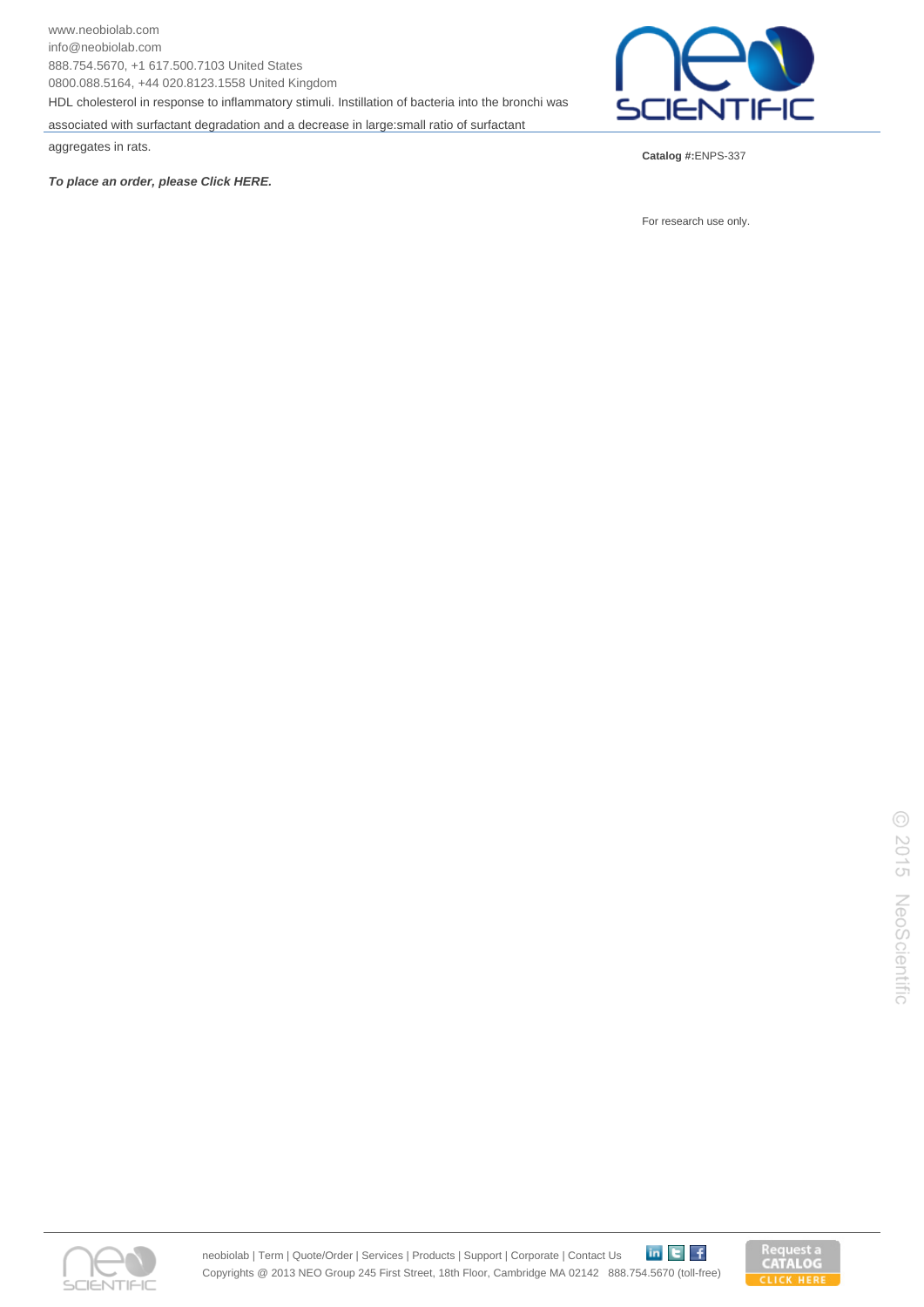HDL cholesterol in response to inflammatory stimuli. Instillation of bacteria into the bronchi was associated with surfactant degradation and a decrease in large:small ratio of surfactant aggregates in rats.

***To place an order, please Click HERE.***

**Catalog #:**ENPS-337

For research use only.